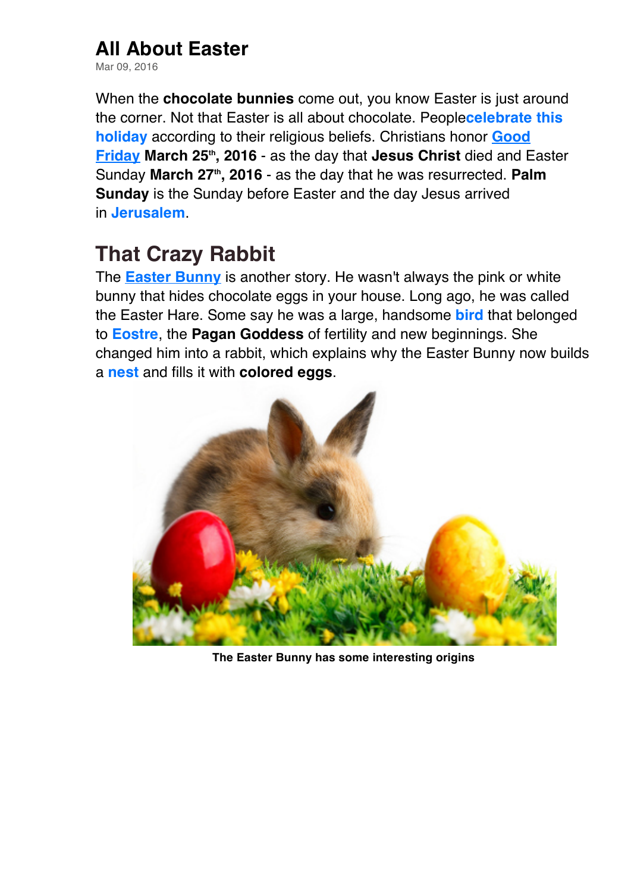# All About Easter

Mar 09, 2016

When the **chocolate bunnies** come out, you know Easter is just around the corner. Not that Easter is all about chocolate. People**celebrate this holiday** according to their religious beliefs. Christians honor **Good Friday** **March 25th, 2016** - as the day that **Jesus Christ** died and Easter Sunday **March 27th, 2016** - as the day that he was resurrected. **Palm Sunday** is the Sunday before Easter and the day Jesus arrived in **Jerusalem**.

## That Crazy Rabbit

The **Easter Bunny** is another story. He wasn't always the pink or white bunny that hides chocolate eggs in your house. Long ago, he was called the Easter Hare. Some say he was a large, handsome **bird** that belonged to **Eostre**, the **Pagan Goddess** of fertility and new beginnings. She changed him into a rabbit, which explains why the Easter Bunny now builds a **nest** and fills it with **colored eggs**.

**The Easter Bunny has some interesting origins**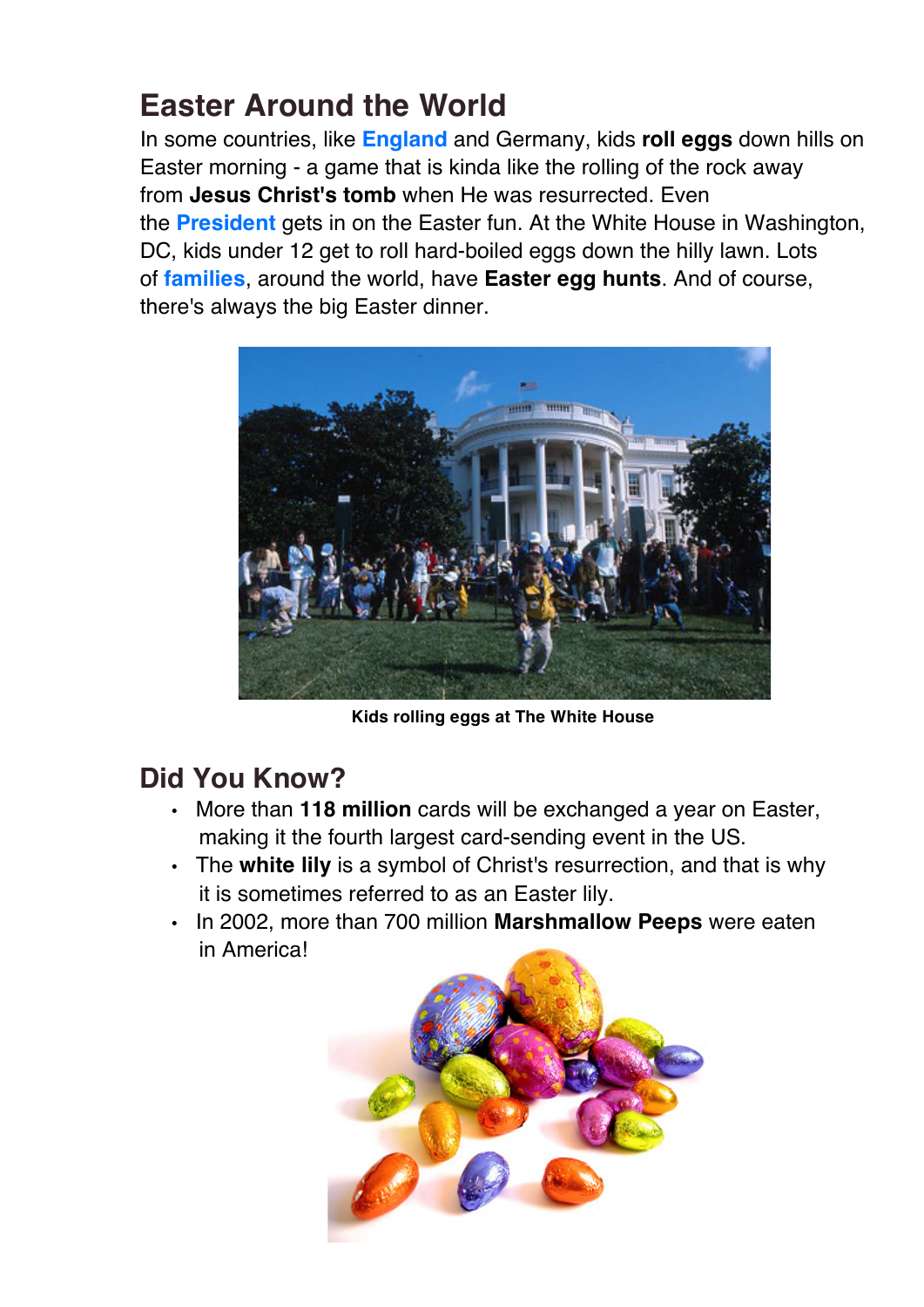## Easter Around the World

In some countries, like **England** and Germany, kids **roll eggs** down hills on Easter morning - a game that is kinda like the rolling of the rock away from **Jesus Christ's tomb** when He was resurrected. Even the **President** gets in on the Easter fun. At the White House in Washington, DC, kids under 12 get to roll hard-boiled eggs down the hilly lawn. Lots of **families**, around the world, have **Easter egg hunts**. And of course, there's always the big Easter dinner.

**Kids rolling eggs at The White House**

## Did You Know?

- More than **118 million** cards will be exchanged a year on Easter, making it the fourth largest card-sending event in the US.
- The **white lily** is a symbol of Christ's resurrection, and that is why it is sometimes referred to as an Easter lily.
- In 2002, more than 700 million **Marshmallow Peeps** were eaten in America!